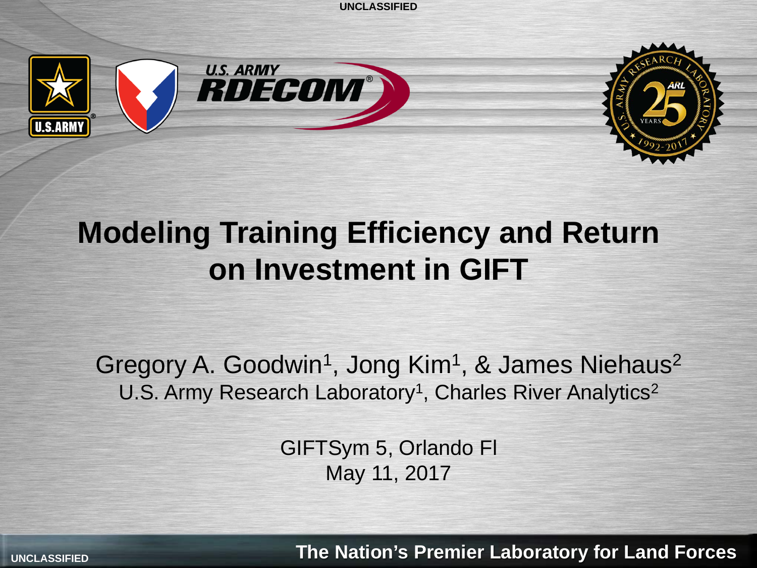# Modeling Training Efficiency and Return on Investment in GIFT

Gregory A. Goodwin[1], Jong Kim[1], & James Niehaus[2]

U.S. Army Research Laboratory[1], Charles River Analytics[2]

GIFTSym 5, Orlando Fl

May 11, 2017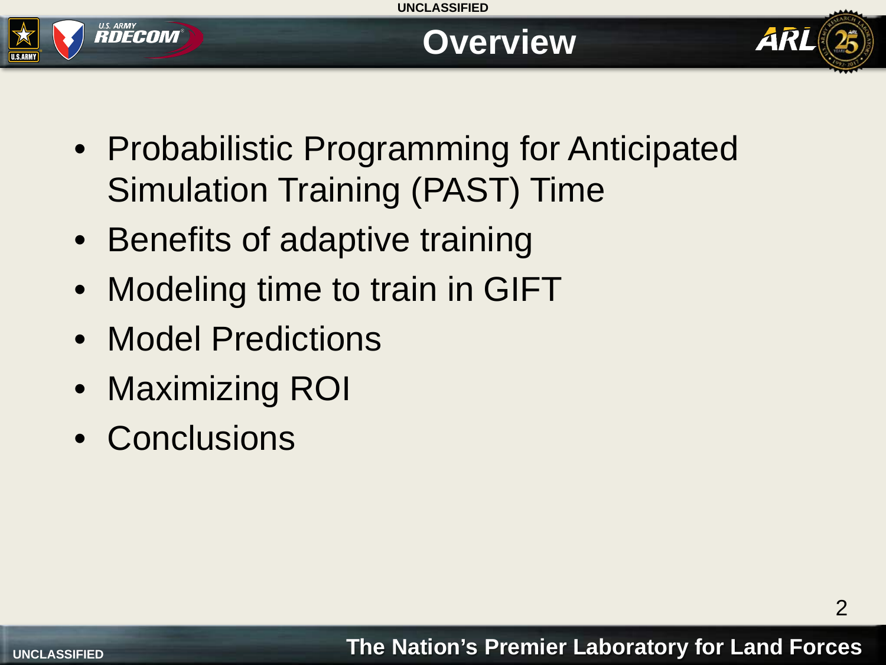# Overview

- Probabilistic Programming for Anticipated Simulation Training (PAST) Time
- Benefits of adaptive training
- Modeling time to train in GIFT
- Model Predictions
- Maximizing ROI
- Conclusions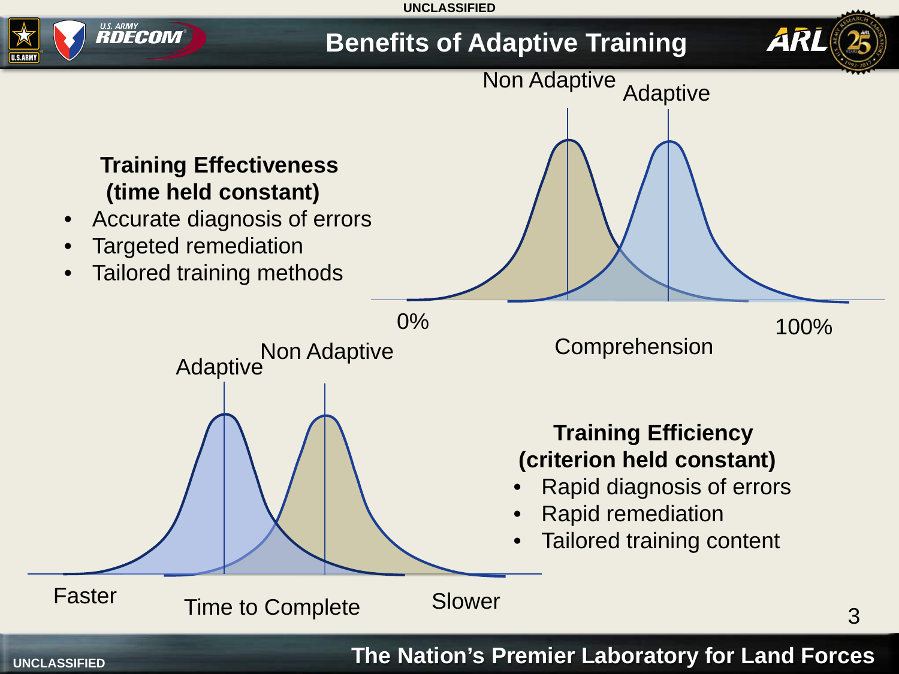# Benefits of Adaptive Training

**Training Effectiveness (time held constant)**

- Accurate diagnosis of errors
- Targeted remediation
- Tailored training methods

Non Adaptive

Adaptive

0%

100%

Comprehension

Adaptive

Non Adaptive

Faster

Time to Complete

Slower

**Training Efficiency (criterion held constant)**

- Rapid diagnosis of errors
- Rapid remediation
- Tailored training content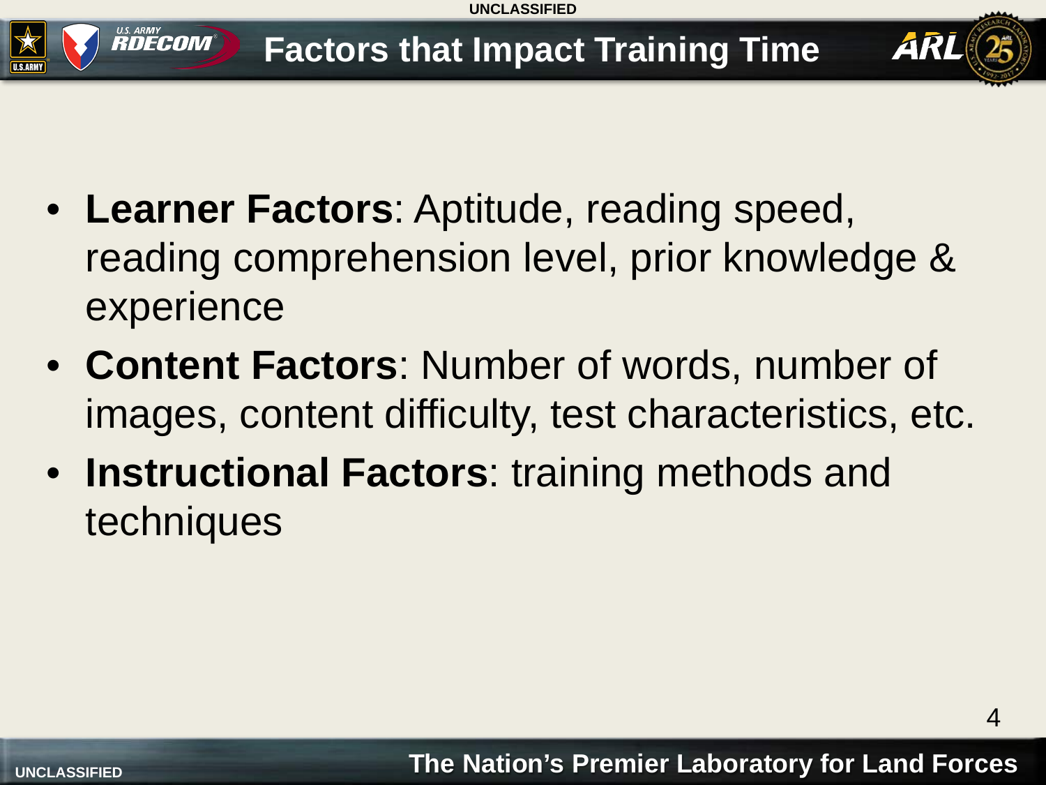# Factors that Impact Training Time

- **Learner Factors**: Aptitude, reading speed, reading comprehension level, prior knowledge & experience
- **Content Factors**: Number of words, number of images, content difficulty, test characteristics, etc.
- **Instructional Factors**: training methods and techniques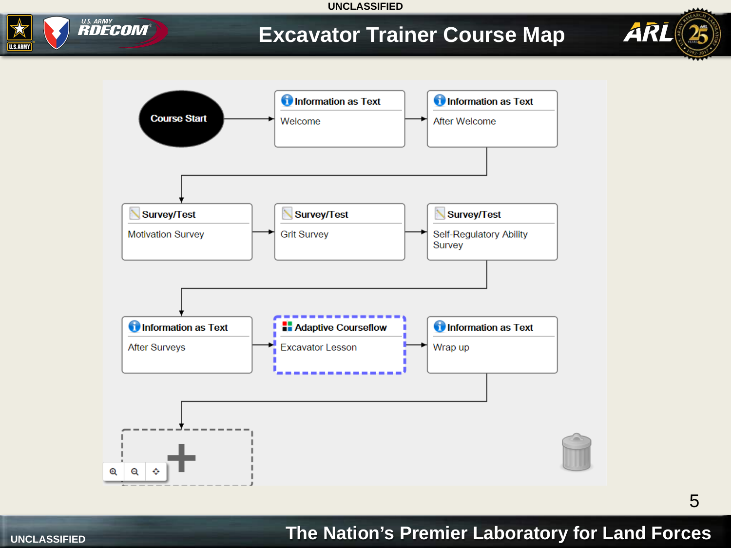# Excavator Trainer Course Map

Course Start

Information as Text
Welcome

Information as Text
After Welcome

Survey/Test
Motivation Survey

Survey/Test
Grit Survey

Survey/Test
Self-Regulatory Ability Survey

Information as Text
After Surveys

Adaptive Courseflow
Excavator Lesson

Information as Text
Wrap up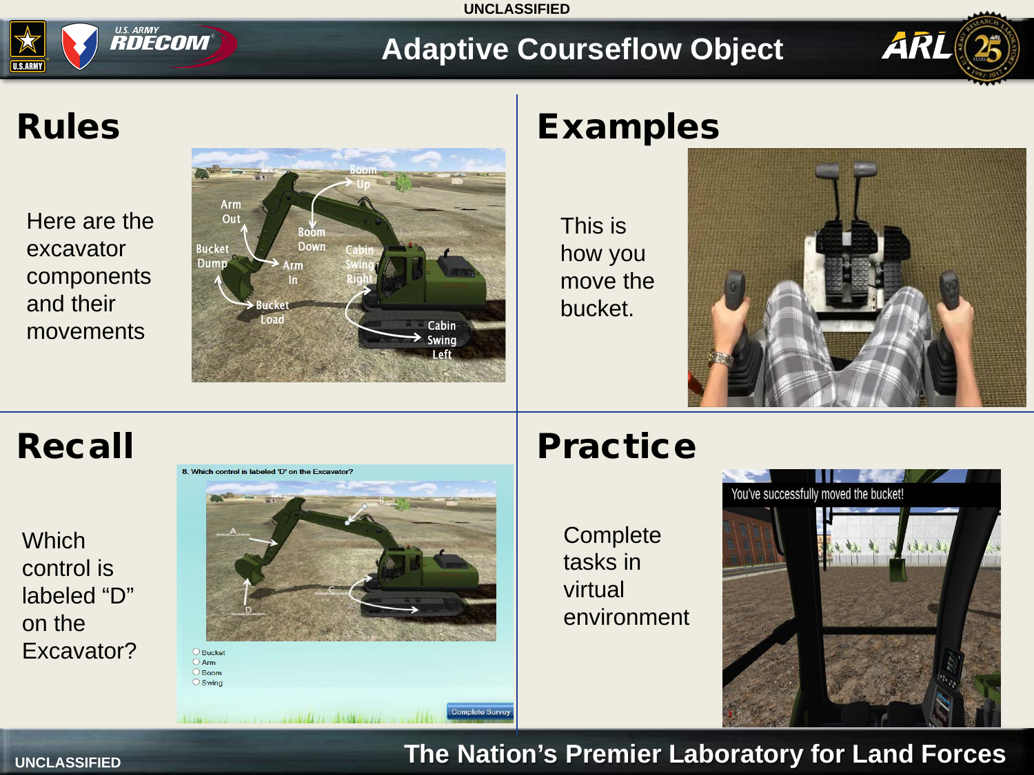# Adaptive Courseflow Object

## Rules

Here are the excavator components and their movements

## Examples

This is how you move the bucket.

## Recall

Which control is labeled "D" on the Excavator?

## Practice

Complete tasks in virtual environment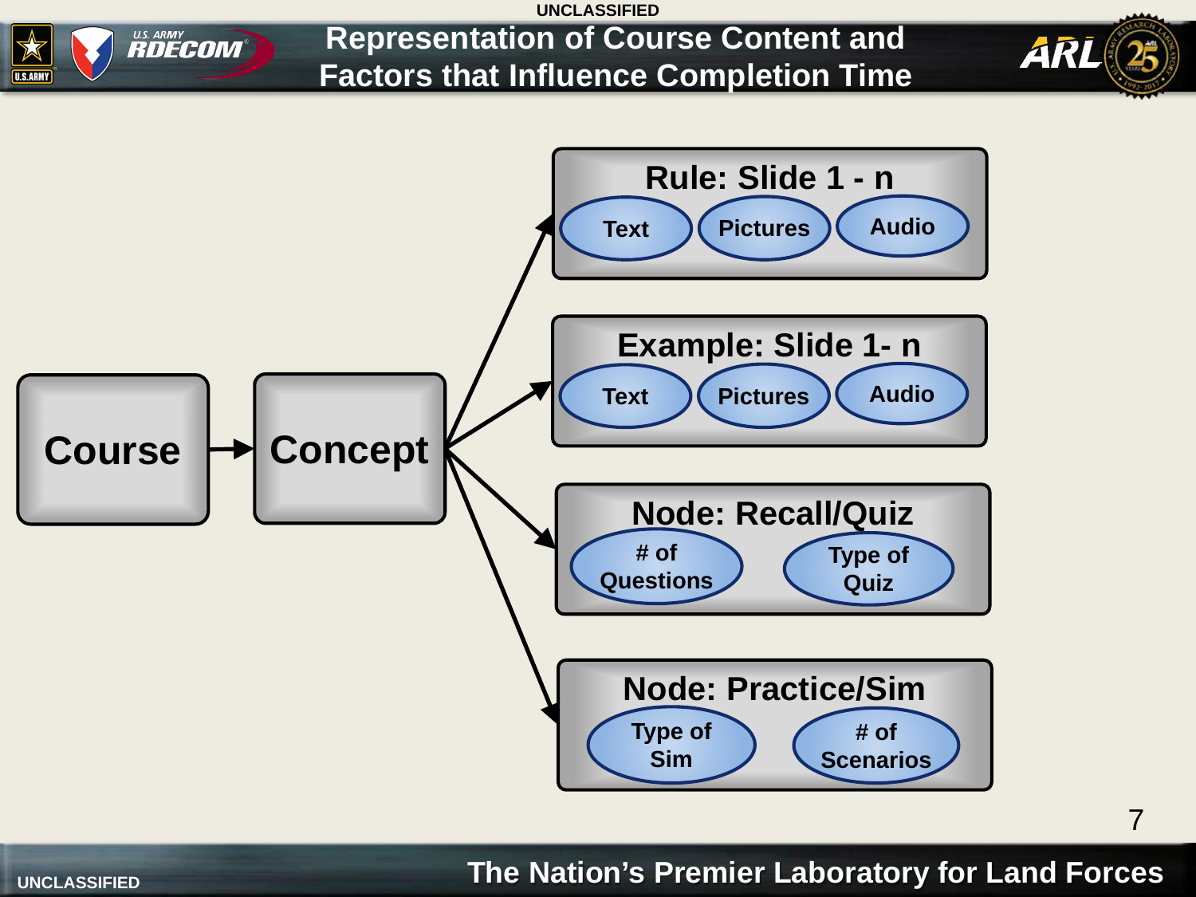# Representation of Course Content and Factors that Influence Completion Time

Course → Concept

Concept →

- **Rule: Slide 1 - n**
  - Text
  - Pictures
  - Audio
- **Example: Slide 1- n**
  - Text
  - Pictures
  - Audio
- **Node: Recall/Quiz**
  - # of Questions
  - Type of Quiz
- **Node: Practice/Sim**
  - Type of Sim
  - # of Scenarios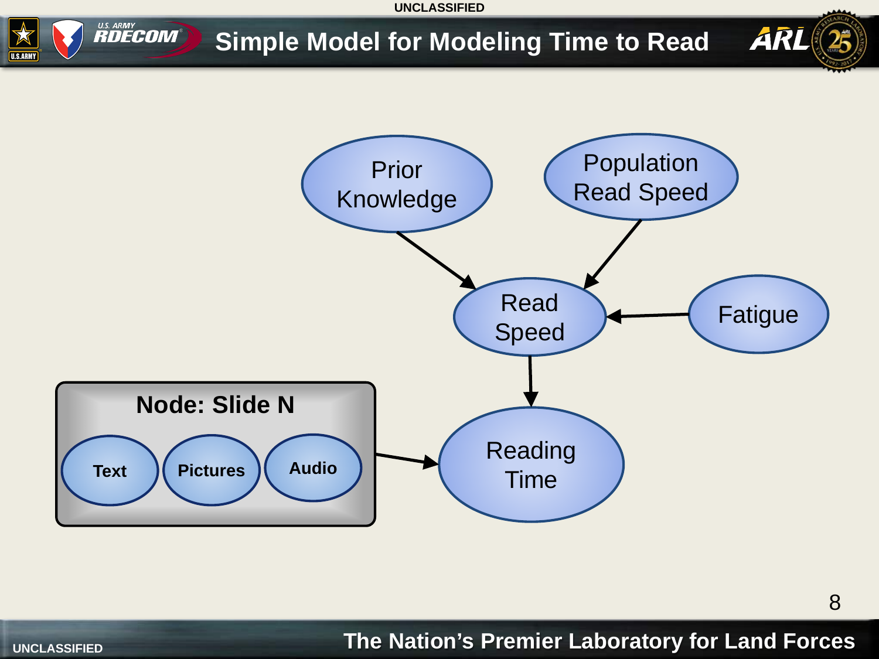# Simple Model for Modeling Time to Read

Prior Knowledge

Population Read Speed

Read Speed

Fatigue

Node: Slide N

Text

Pictures

Audio

Reading Time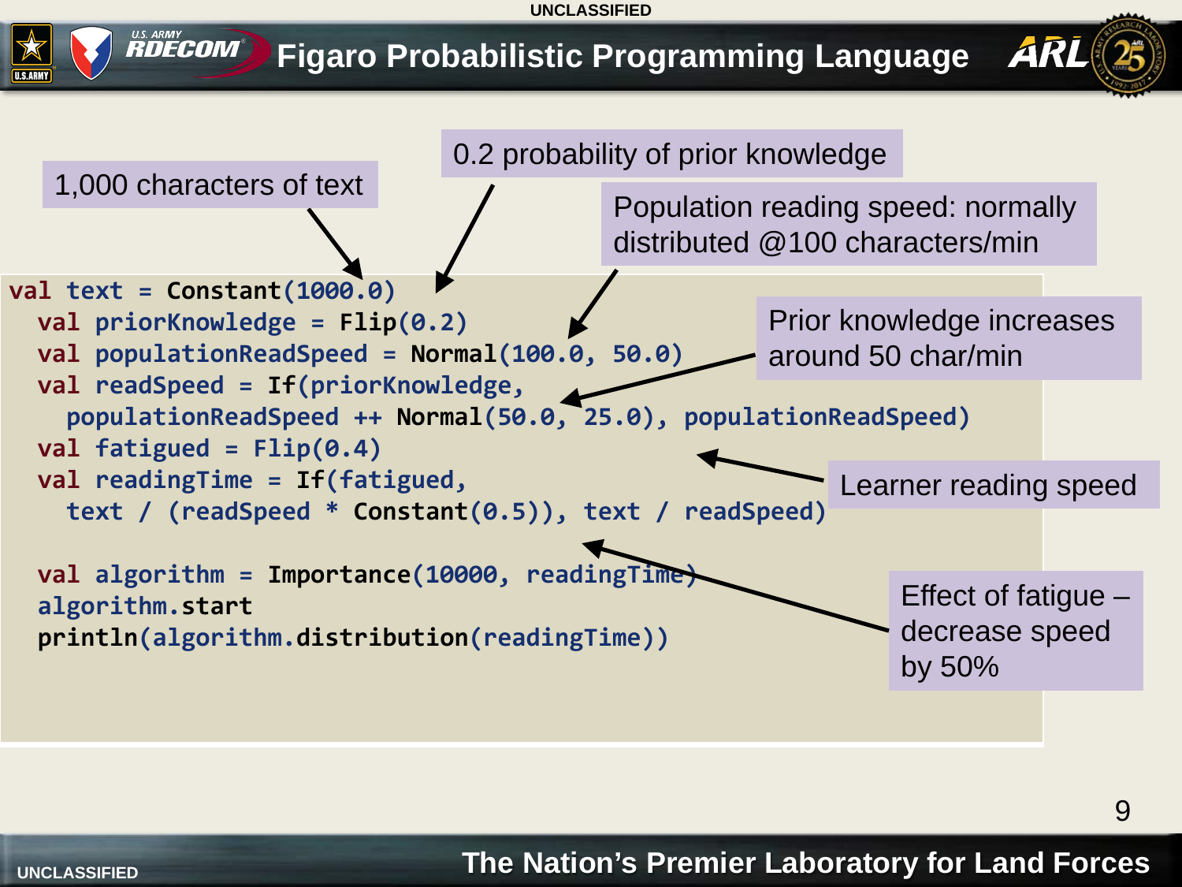# Figaro Probabilistic Programming Language

1,000 characters of text

0.2 probability of prior knowledge

Population reading speed: normally distributed @100 characters/min

Prior knowledge increases around 50 char/min

Learner reading speed

Effect of fatigue – decrease speed by 50%

```
val text = Constant(1000.0)
  val priorKnowledge = Flip(0.2)
  val populationReadSpeed = Normal(100.0, 50.0)
  val readSpeed = If(priorKnowledge,
    populationReadSpeed ++ Normal(50.0, 25.0), populationReadSpeed)
  val fatigued = Flip(0.4)
  val readingTime = If(fatigued,
    text / (readSpeed * Constant(0.5)), text / readSpeed)

  val algorithm = Importance(10000, readingTime)
  algorithm.start
  println(algorithm.distribution(readingTime))
```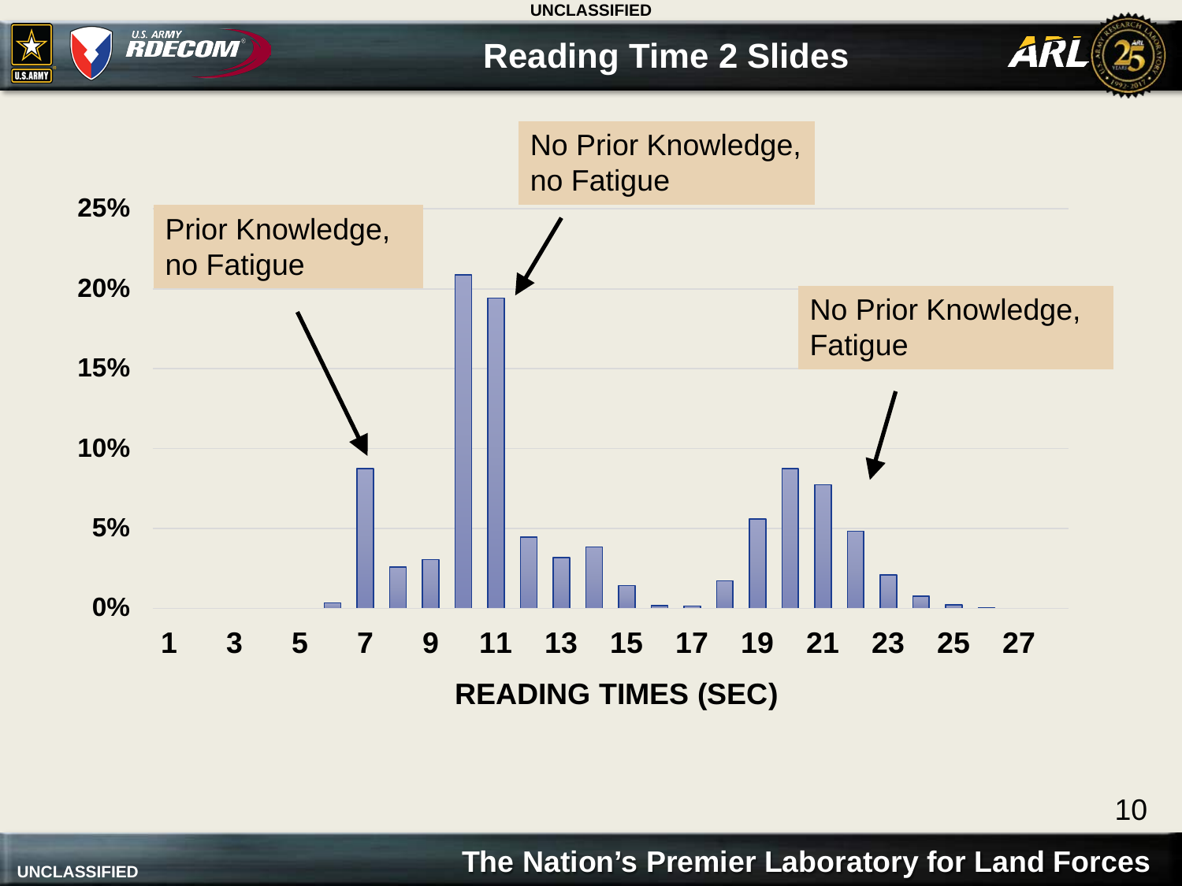# Reading Time 2 Slides

No Prior Knowledge, no Fatigue

Prior Knowledge, no Fatigue

No Prior Knowledge, Fatigue

25%
20%
15%
10%
5%
0%

1 3 5 7 9 11 13 15 17 19 21 23 25 27

READING TIMES (SEC)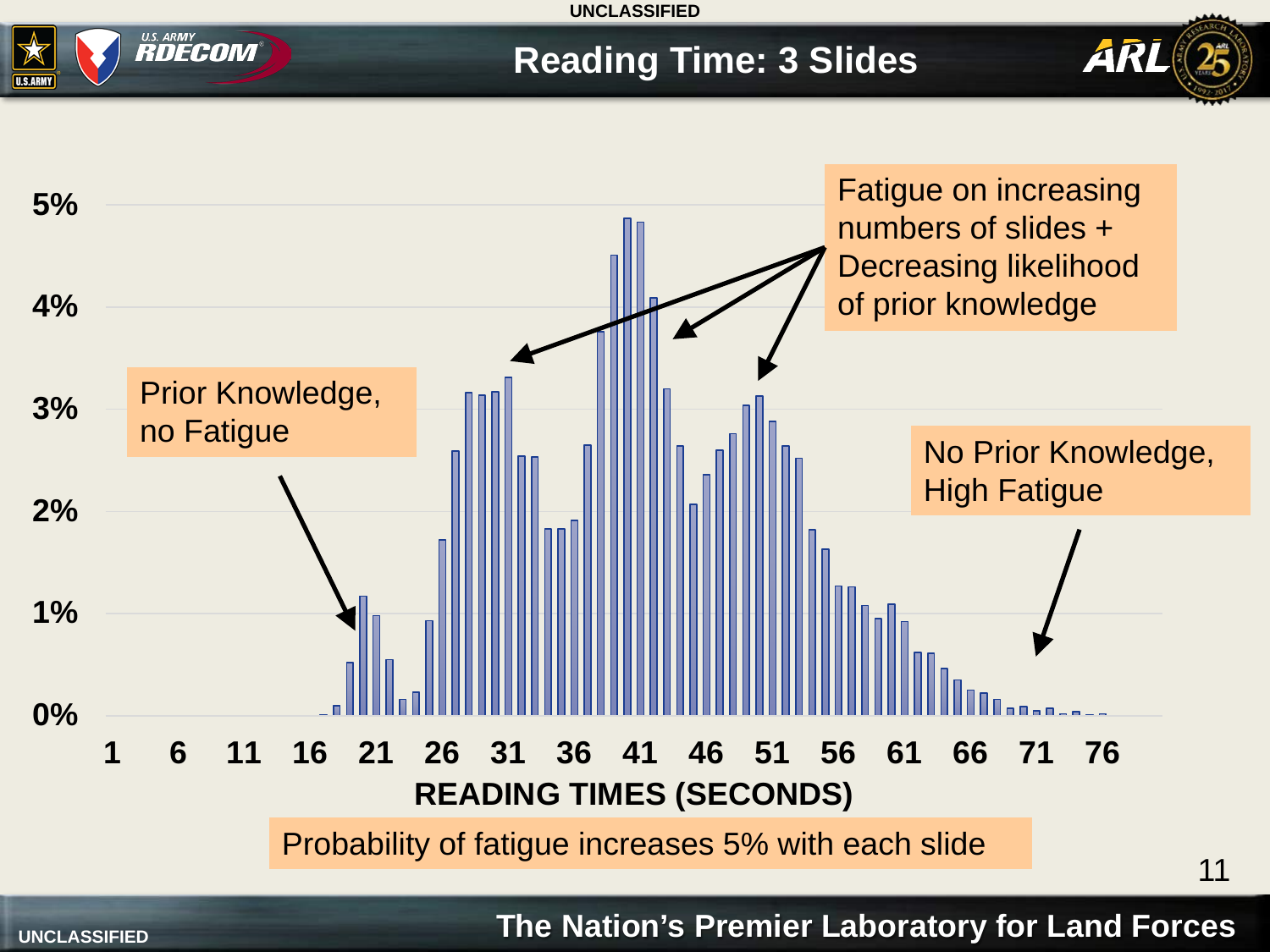# Reading Time: 3 Slides

5%

4%

3%

2%

1%

0%

1 6 11 16 21 26 31 36 41 46 51 56 61 66 71 76

**READING TIMES (SECONDS)**

Prior Knowledge, no Fatigue

Fatigue on increasing numbers of slides + Decreasing likelihood of prior knowledge

No Prior Knowledge, High Fatigue

Probability of fatigue increases 5% with each slide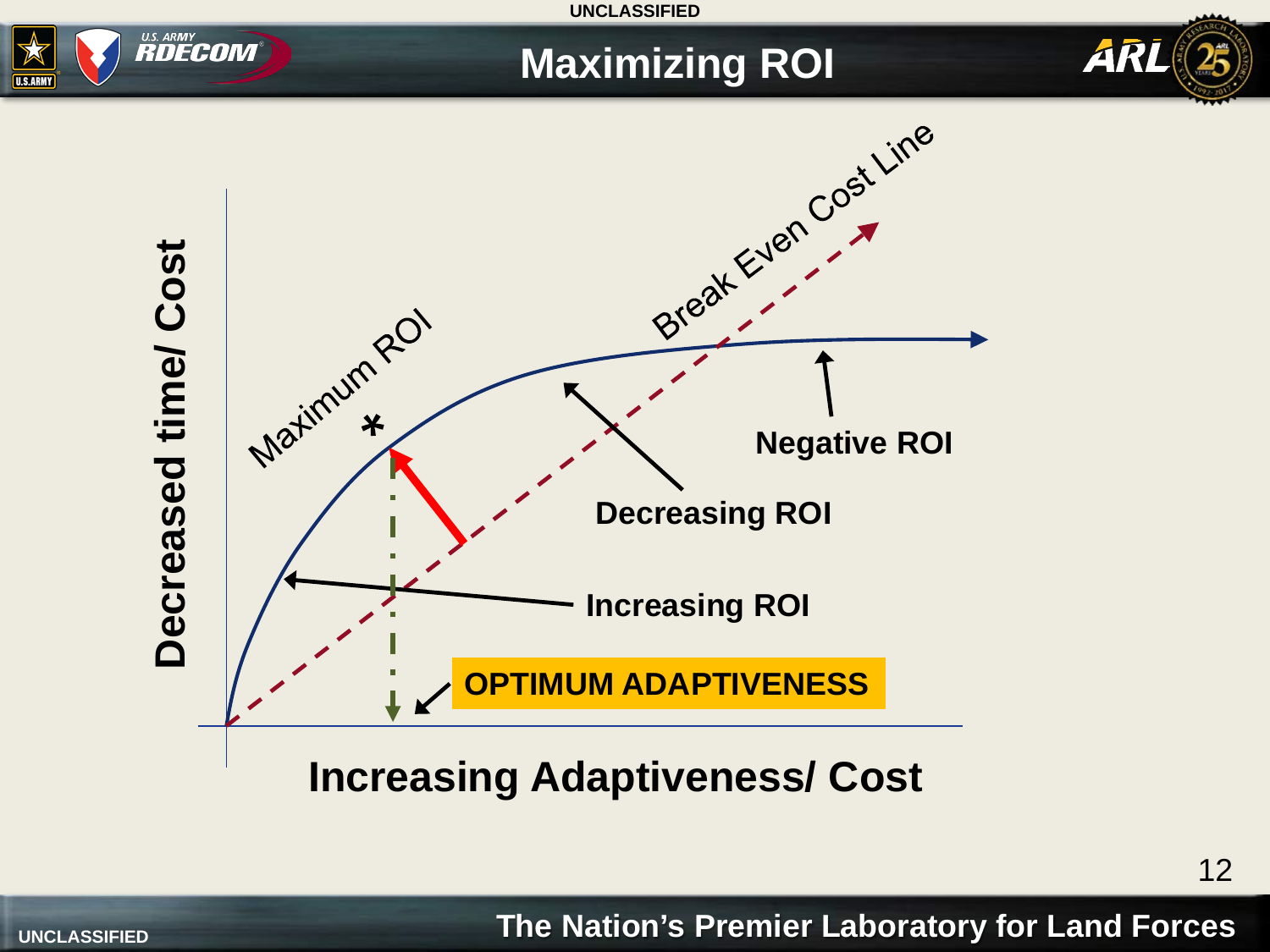# Maximizing ROI

Decreased time/ Cost

Increasing Adaptiveness/ Cost

Maximum ROI

*

Break Even Cost Line

Negative ROI

Decreasing ROI

Increasing ROI

OPTIMUM ADAPTIVENESS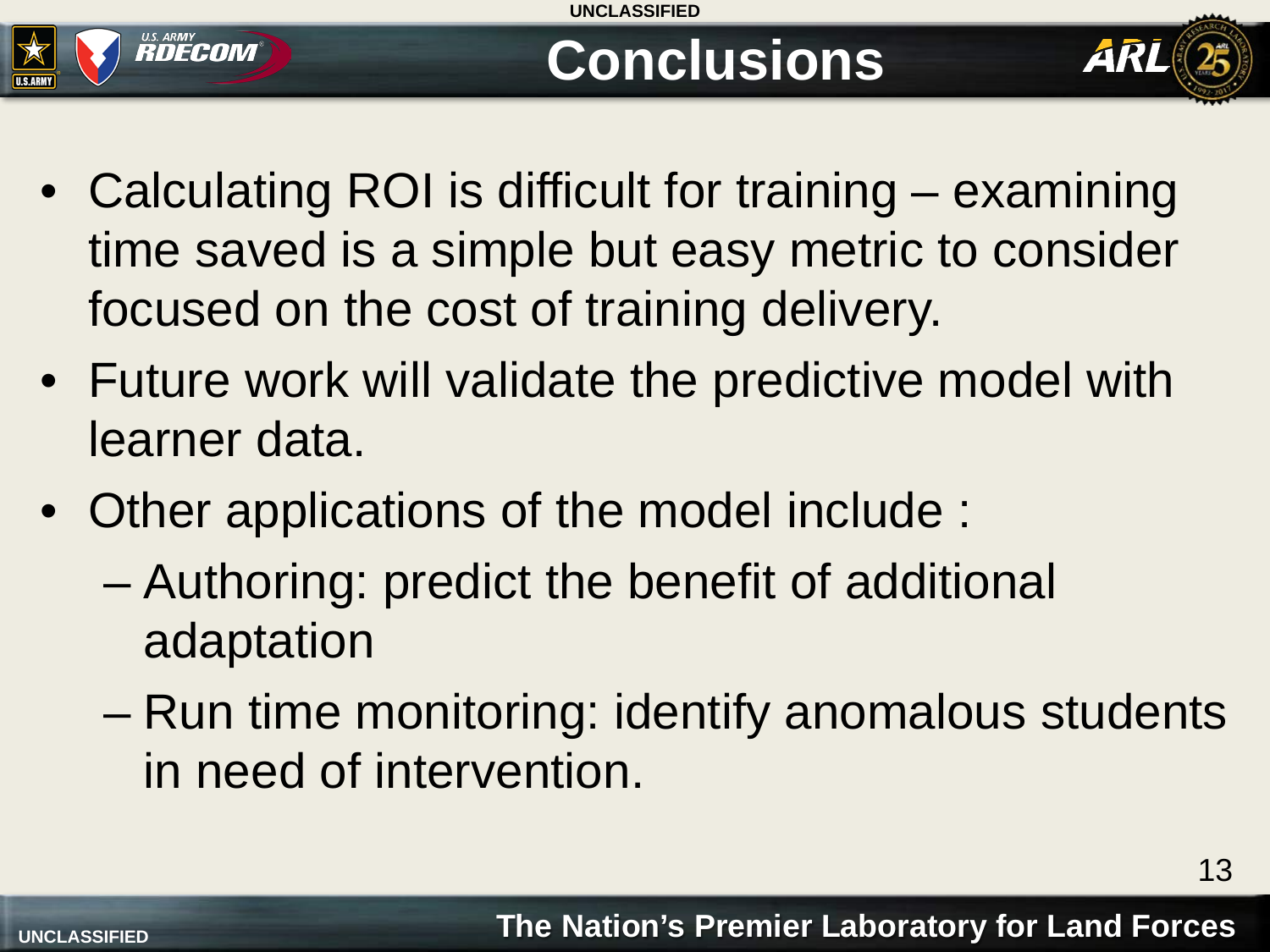# Conclusions

- Calculating ROI is difficult for training – examining time saved is a simple but easy metric to consider focused on the cost of training delivery.
- Future work will validate the predictive model with learner data.
- Other applications of the model include :
  - Authoring: predict the benefit of additional adaptation
  - Run time monitoring: identify anomalous students in need of intervention.